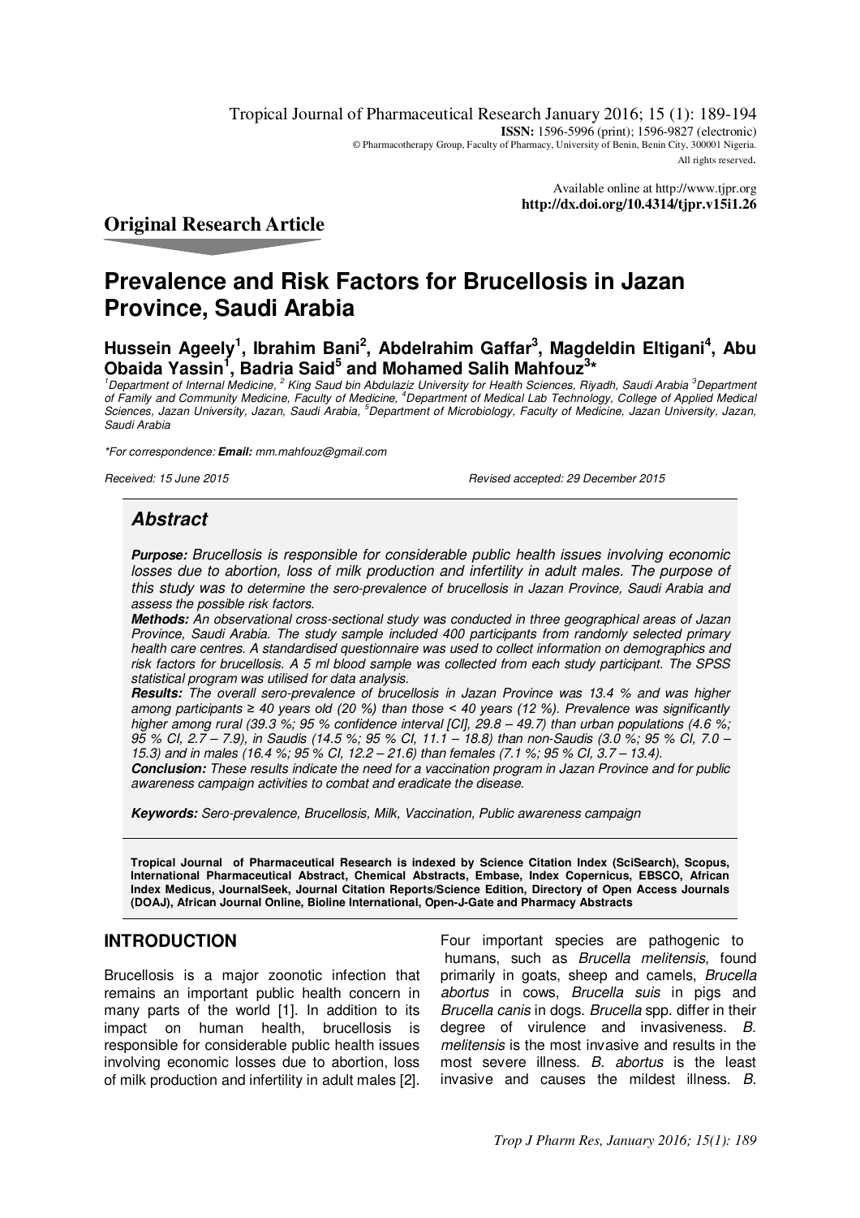Tropical Journal of Pharmaceutical Research January 2016; 15 (1): 189-194
**ISSN:** 1596-5996 (print); 1596-9827 (electronic)
© Pharmacotherapy Group, Faculty of Pharmacy, University of Benin, Benin City, 300001 Nigeria.
All rights reserved.

Available online at http://www.tjpr.org
**http://dx.doi.org/10.4314/tjpr.v15i1.26**

## Original Research Article

# Prevalence and Risk Factors for Brucellosis in Jazan Province, Saudi Arabia

**Hussein Ageely[1], Ibrahim Bani[2], Abdelrahim Gaffar[3], Magdeldin Eltigani[4], Abu Obaida Yassin[1], Badria Said[5] and Mohamed Salih Mahfouz[3]***

*[1]Department of Internal Medicine, [2] King Saud bin Abdulaziz University for Health Sciences, Riyadh, Saudi Arabia [3]Department of Family and Community Medicine, Faculty of Medicine, [4]Department of Medical Lab Technology, College of Applied Medical Sciences, Jazan University, Jazan, Saudi Arabia, [5]Department of Microbiology, Faculty of Medicine, Jazan University, Jazan, Saudi Arabia*

*\*For correspondence: **Email:** mm.mahfouz@gmail.com*

*Received: 15 June 2015* *Revised accepted: 29 December 2015*

## Abstract

***Purpose:*** *Brucellosis is responsible for considerable public health issues involving economic losses due to abortion, loss of milk production and infertility in adult males. The purpose of this study was to determine the sero-prevalence of brucellosis in Jazan Province, Saudi Arabia and assess the possible risk factors.*

***Methods:*** *An observational cross-sectional study was conducted in three geographical areas of Jazan Province, Saudi Arabia. The study sample included 400 participants from randomly selected primary health care centres. A standardised questionnaire was used to collect information on demographics and risk factors for brucellosis. A 5 ml blood sample was collected from each study participant. The SPSS statistical program was utilised for data analysis.*

***Results:*** *The overall sero-prevalence of brucellosis in Jazan Province was 13.4 % and was higher among participants ≥ 40 years old (20 %) than those < 40 years (12 %). Prevalence was significantly higher among rural (39.3 %; 95 % confidence interval [CI], 29.8 – 49.7) than urban populations (4.6 %; 95 % CI, 2.7 – 7.9), in Saudis (14.5 %; 95 % CI, 11.1 – 18.8) than non-Saudis (3.0 %; 95 % CI, 7.0 – 15.3) and in males (16.4 %; 95 % CI, 12.2 – 21.6) than females (7.1 %; 95 % CI, 3.7 – 13.4).*

***Conclusion:*** *These results indicate the need for a vaccination program in Jazan Province and for public awareness campaign activities to combat and eradicate the disease.*

***Keywords:*** *Sero-prevalence, Brucellosis, Milk, Vaccination, Public awareness campaign*

**Tropical Journal of Pharmaceutical Research is indexed by Science Citation Index (SciSearch), Scopus, International Pharmaceutical Abstract, Chemical Abstracts, Embase, Index Copernicus, EBSCO, African Index Medicus, JournalSeek, Journal Citation Reports/Science Edition, Directory of Open Access Journals (DOAJ), African Journal Online, Bioline International, Open-J-Gate and Pharmacy Abstracts**

## INTRODUCTION

Brucellosis is a major zoonotic infection that remains an important public health concern in many parts of the world [1]. In addition to its impact on human health, brucellosis is responsible for considerable public health issues involving economic losses due to abortion, loss of milk production and infertility in adult males [2].

Four important species are pathogenic to humans, such as *Brucella melitensis*, found primarily in goats, sheep and camels, *Brucella abortus* in cows, *Brucella suis* in pigs and *Brucella canis* in dogs. *Brucella* spp. differ in their degree of virulence and invasiveness. *B. melitensis* is the most invasive and results in the most severe illness. *B. abortus* is the least invasive and causes the mildest illness. *B.*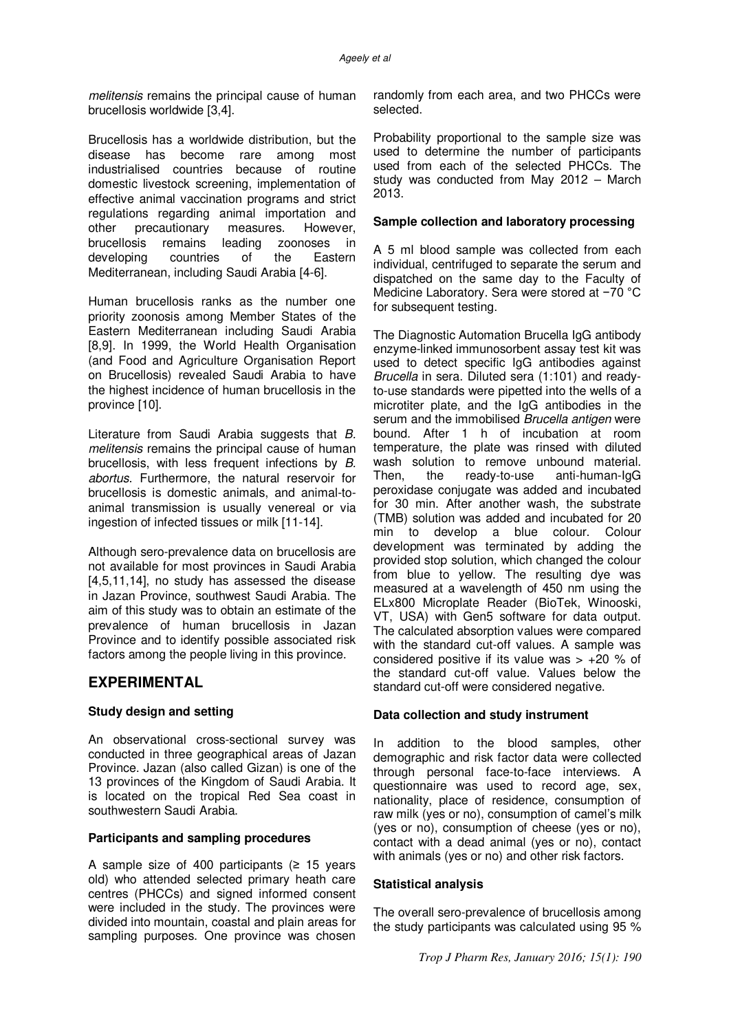*melitensis* remains the principal cause of human brucellosis worldwide [3,4].

Brucellosis has a worldwide distribution, but the disease has become rare among most industrialised countries because of routine domestic livestock screening, implementation of effective animal vaccination programs and strict regulations regarding animal importation and other precautionary measures. However, brucellosis remains leading zoonoses in developing countries of the Eastern Mediterranean, including Saudi Arabia [4-6].

Human brucellosis ranks as the number one priority zoonosis among Member States of the Eastern Mediterranean including Saudi Arabia [8,9]. In 1999, the World Health Organisation (and Food and Agriculture Organisation Report on Brucellosis) revealed Saudi Arabia to have the highest incidence of human brucellosis in the province [10].

Literature from Saudi Arabia suggests that *B. melitensis* remains the principal cause of human brucellosis, with less frequent infections by *B. abortus*. Furthermore, the natural reservoir for brucellosis is domestic animals, and animal-to-animal transmission is usually venereal or via ingestion of infected tissues or milk [11-14].

Although sero-prevalence data on brucellosis are not available for most provinces in Saudi Arabia [4,5,11,14], no study has assessed the disease in Jazan Province, southwest Saudi Arabia. The aim of this study was to obtain an estimate of the prevalence of human brucellosis in Jazan Province and to identify possible associated risk factors among the people living in this province.

## EXPERIMENTAL

### Study design and setting

An observational cross-sectional survey was conducted in three geographical areas of Jazan Province. Jazan (also called Gizan) is one of the 13 provinces of the Kingdom of Saudi Arabia. It is located on the tropical Red Sea coast in southwestern Saudi Arabia.

### Participants and sampling procedures

A sample size of 400 participants (≥ 15 years old) who attended selected primary heath care centres (PHCCs) and signed informed consent were included in the study. The provinces were divided into mountain, coastal and plain areas for sampling purposes. One province was chosen randomly from each area, and two PHCCs were selected.

Probability proportional to the sample size was used to determine the number of participants used from each of the selected PHCCs. The study was conducted from May 2012 – March 2013.

### Sample collection and laboratory processing

A 5 ml blood sample was collected from each individual, centrifuged to separate the serum and dispatched on the same day to the Faculty of Medicine Laboratory. Sera were stored at −70 °C for subsequent testing.

The Diagnostic Automation Brucella IgG antibody enzyme-linked immunosorbent assay test kit was used to detect specific IgG antibodies against *Brucella* in sera. Diluted sera (1:101) and ready-to-use standards were pipetted into the wells of a microtiter plate, and the IgG antibodies in the serum and the immobilised *Brucella antigen* were bound. After 1 h of incubation at room temperature, the plate was rinsed with diluted wash solution to remove unbound material. Then, the ready-to-use anti-human-IgG peroxidase conjugate was added and incubated for 30 min. After another wash, the substrate (TMB) solution was added and incubated for 20 min to develop a blue colour. Colour development was terminated by adding the provided stop solution, which changed the colour from blue to yellow. The resulting dye was measured at a wavelength of 450 nm using the ELx800 Microplate Reader (BioTek, Winooski, VT, USA) with Gen5 software for data output. The calculated absorption values were compared with the standard cut-off values. A sample was considered positive if its value was > +20 % of the standard cut-off value. Values below the standard cut-off were considered negative.

### Data collection and study instrument

In addition to the blood samples, other demographic and risk factor data were collected through personal face-to-face interviews. A questionnaire was used to record age, sex, nationality, place of residence, consumption of raw milk (yes or no), consumption of camel's milk (yes or no), consumption of cheese (yes or no), contact with a dead animal (yes or no), contact with animals (yes or no) and other risk factors.

### Statistical analysis

The overall sero-prevalence of brucellosis among the study participants was calculated using 95 %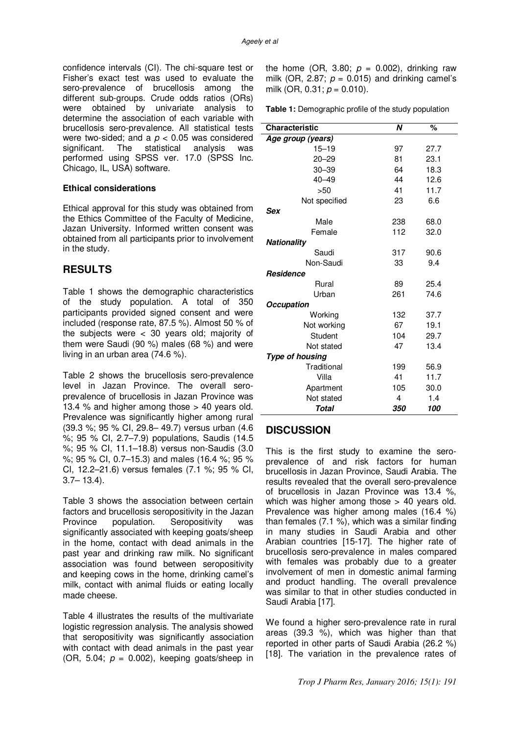confidence intervals (CI). The chi-square test or Fisher's exact test was used to evaluate the sero-prevalence of brucellosis among the different sub-groups. Crude odds ratios (ORs) were obtained by univariate analysis to determine the association of each variable with brucellosis sero-prevalence. All statistical tests were two-sided; and a $p < 0.05$ was considered significant. The statistical analysis was performed using SPSS ver. 17.0 (SPSS Inc. Chicago, IL, USA) software.

**Ethical considerations**

Ethical approval for this study was obtained from the Ethics Committee of the Faculty of Medicine, Jazan University. Informed written consent was obtained from all participants prior to involvement in the study.

## RESULTS

Table 1 shows the demographic characteristics of the study population. A total of 350 participants provided signed consent and were included (response rate, 87.5 %). Almost 50 % of the subjects were < 30 years old; majority of them were Saudi (90 %) males (68 %) and were living in an urban area (74.6 %).

Table 2 shows the brucellosis sero-prevalence level in Jazan Province. The overall sero-prevalence of brucellosis in Jazan Province was 13.4 % and higher among those > 40 years old. Prevalence was significantly higher among rural (39.3 %; 95 % CI, 29.8– 49.7) versus urban (4.6 %; 95 % CI, 2.7–7.9) populations, Saudis (14.5 %; 95 % CI, 11.1–18.8) versus non-Saudis (3.0 %; 95 % CI, 0.7–15.3) and males (16.4 %; 95 % CI, 12.2–21.6) versus females (7.1 %; 95 % CI, 3.7– 13.4).

Table 3 shows the association between certain factors and brucellosis seropositivity in the Jazan Province population. Seropositivity was significantly associated with keeping goats/sheep in the home, contact with dead animals in the past year and drinking raw milk. No significant association was found between seropositivity and keeping cows in the home, drinking camel's milk, contact with animal fluids or eating locally made cheese.

Table 4 illustrates the results of the multivariate logistic regression analysis. The analysis showed that seropositivity was significantly association with contact with dead animals in the past year (OR, 5.04; $p = 0.002$), keeping goats/sheep in the home (OR, 3.80; $p = 0.002$), drinking raw milk (OR, 2.87; $p = 0.015$) and drinking camel's milk (OR, 0.31; $p = 0.010$).

**Table 1:** Demographic profile of the study population

| Characteristic | N | % |
|---|---|---|
| ***Age group (years)*** | | |
| 15–19 | 97 | 27.7 |
| 20–29 | 81 | 23.1 |
| 30–39 | 64 | 18.3 |
| 40–49 | 44 | 12.6 |
| >50 | 41 | 11.7 |
| Not specified | 23 | 6.6 |
| ***Sex*** | | |
| Male | 238 | 68.0 |
| Female | 112 | 32.0 |
| ***Nationality*** | | |
| Saudi | 317 | 90.6 |
| Non-Saudi | 33 | 9.4 |
| ***Residence*** | | |
| Rural | 89 | 25.4 |
| Urban | 261 | 74.6 |
| ***Occupation*** | | |
| Working | 132 | 37.7 |
| Not working | 67 | 19.1 |
| Student | 104 | 29.7 |
| Not stated | 47 | 13.4 |
| ***Type of housing*** | | |
| Traditional | 199 | 56.9 |
| Villa | 41 | 11.7 |
| Apartment | 105 | 30.0 |
| Not stated | 4 | 1.4 |
| ***Total*** | ***350*** | ***100*** |

## DISCUSSION

This is the first study to examine the sero-prevalence of and risk factors for human brucellosis in Jazan Province, Saudi Arabia. The results revealed that the overall sero-prevalence of brucellosis in Jazan Province was 13.4 %, which was higher among those > 40 years old. Prevalence was higher among males (16.4 %) than females (7.1 %), which was a similar finding in many studies in Saudi Arabia and other Arabian countries [15-17]. The higher rate of brucellosis sero-prevalence in males compared with females was probably due to a greater involvement of men in domestic animal farming and product handling. The overall prevalence was similar to that in other studies conducted in Saudi Arabia [17].

We found a higher sero-prevalence rate in rural areas (39.3 %), which was higher than that reported in other parts of Saudi Arabia (26.2 %) [18]. The variation in the prevalence rates of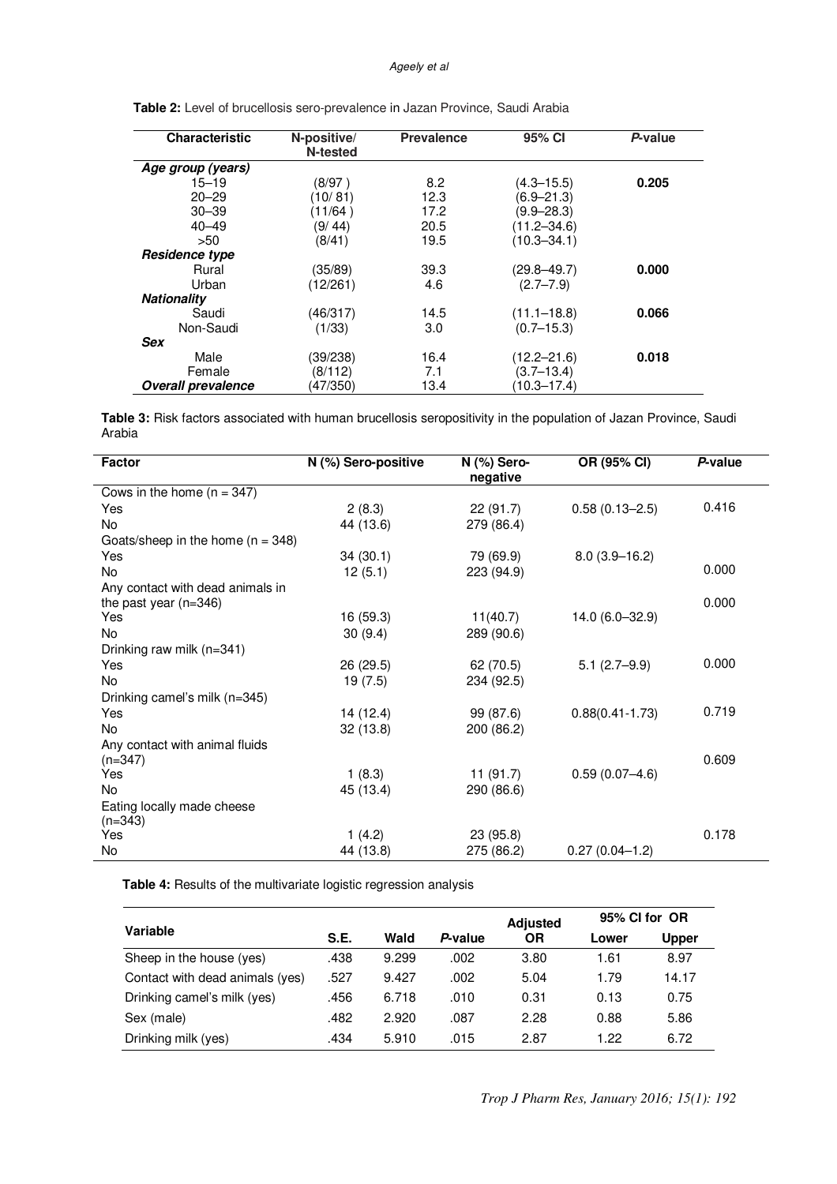**Table 2:** Level of brucellosis sero-prevalence in Jazan Province, Saudi Arabia

| Characteristic | N-positive/ N-tested | Prevalence | 95% CI | *P*-value |
|---|---|---|---|---|
| ***Age group (years)*** | | | | |
| 15–19 | (8/97 ) | 8.2 | (4.3–15.5) | **0.205** |
| 20–29 | (10/ 81) | 12.3 | (6.9–21.3) | |
| 30–39 | (11/64 ) | 17.2 | (9.9–28.3) | |
| 40–49 | (9/ 44) | 20.5 | (11.2–34.6) | |
| >50 | (8/41) | 19.5 | (10.3–34.1) | |
| ***Residence type*** | | | | |
| Rural | (35/89) | 39.3 | (29.8–49.7) | **0.000** |
| Urban | (12/261) | 4.6 | (2.7–7.9) | |
| ***Nationality*** | | | | |
| Saudi | (46/317) | 14.5 | (11.1–18.8) | **0.066** |
| Non-Saudi | (1/33) | 3.0 | (0.7–15.3) | |
| ***Sex*** | | | | |
| Male | (39/238) | 16.4 | (12.2–21.6) | **0.018** |
| Female | (8/112) | 7.1 | (3.7–13.4) | |
| ***Overall prevalence*** | (47/350) | 13.4 | (10.3–17.4) | |

**Table 3:** Risk factors associated with human brucellosis seropositivity in the population of Jazan Province, Saudi Arabia

| Factor | N (%) Sero-positive | N (%) Sero-negative | OR (95% CI) | *P*-value |
|---|---|---|---|---|
| Cows in the home (n = 347) | | | | |
| Yes | 2 (8.3) | 22 (91.7) | 0.58 (0.13–2.5) | 0.416 |
| No | 44 (13.6) | 279 (86.4) | | |
| Goats/sheep in the home (n = 348) | | | | |
| Yes | 34 (30.1) | 79 (69.9) | 8.0 (3.9–16.2) | |
| No | 12 (5.1) | 223 (94.9) | | 0.000 |
| Any contact with dead animals in the past year (n=346) | | | | 0.000 |
| Yes | 16 (59.3) | 11(40.7) | 14.0 (6.0–32.9) | |
| No | 30 (9.4) | 289 (90.6) | | |
| Drinking raw milk (n=341) | | | | |
| Yes | 26 (29.5) | 62 (70.5) | 5.1 (2.7–9.9) | 0.000 |
| No | 19 (7.5) | 234 (92.5) | | |
| Drinking camel's milk (n=345) | | | | |
| Yes | 14 (12.4) | 99 (87.6) | 0.88(0.41-1.73) | 0.719 |
| No | 32 (13.8) | 200 (86.2) | | |
| Any contact with animal fluids (n=347) | | | | 0.609 |
| Yes | 1 (8.3) | 11 (91.7) | 0.59 (0.07–4.6) | |
| No | 45 (13.4) | 290 (86.6) | | |
| Eating locally made cheese (n=343) | | | | |
| Yes | 1 (4.2) | 23 (95.8) | | 0.178 |
| No | 44 (13.8) | 275 (86.2) | 0.27 (0.04–1.2) | |

**Table 4:** Results of the multivariate logistic regression analysis

| Variable | S.E. | Wald | *P*-value | Adjusted OR | 95% CI for OR Lower | Upper |
|---|---|---|---|---|---|---|
| Sheep in the house (yes) | .438 | 9.299 | .002 | 3.80 | 1.61 | 8.97 |
| Contact with dead animals (yes) | .527 | 9.427 | .002 | 5.04 | 1.79 | 14.17 |
| Drinking camel's milk (yes) | .456 | 6.718 | .010 | 0.31 | 0.13 | 0.75 |
| Sex (male) | .482 | 2.920 | .087 | 2.28 | 0.88 | 5.86 |
| Drinking milk (yes) | .434 | 5.910 | .015 | 2.87 | 1.22 | 6.72 |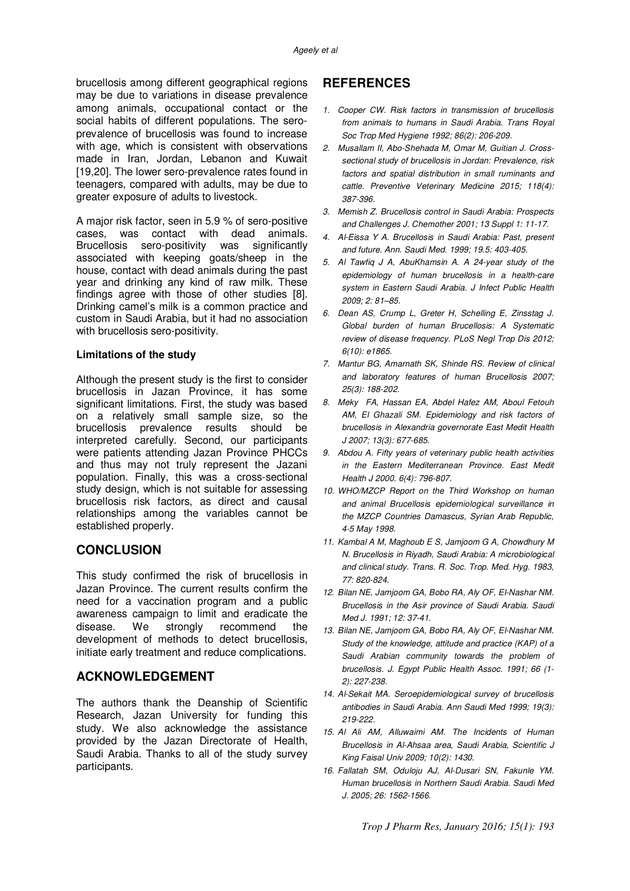brucellosis among different geographical regions may be due to variations in disease prevalence among animals, occupational contact or the social habits of different populations. The sero-prevalence of brucellosis was found to increase with age, which is consistent with observations made in Iran, Jordan, Lebanon and Kuwait [19,20]. The lower sero-prevalence rates found in teenagers, compared with adults, may be due to greater exposure of adults to livestock.

A major risk factor, seen in 5.9 % of sero-positive cases, was contact with dead animals. Brucellosis sero-positivity was significantly associated with keeping goats/sheep in the house, contact with dead animals during the past year and drinking any kind of raw milk. These findings agree with those of other studies [8]. Drinking camel's milk is a common practice and custom in Saudi Arabia, but it had no association with brucellosis sero-positivity.

**Limitations of the study**

Although the present study is the first to consider brucellosis in Jazan Province, it has some significant limitations. First, the study was based on a relatively small sample size, so the brucellosis prevalence results should be interpreted carefully. Second, our participants were patients attending Jazan Province PHCCs and thus may not truly represent the Jazani population. Finally, this was a cross-sectional study design, which is not suitable for assessing brucellosis risk factors, as direct and causal relationships among the variables cannot be established properly.

## CONCLUSION

This study confirmed the risk of brucellosis in Jazan Province. The current results confirm the need for a vaccination program and a public awareness campaign to limit and eradicate the disease. We strongly recommend the development of methods to detect brucellosis, initiate early treatment and reduce complications.

## ACKNOWLEDGEMENT

The authors thank the Deanship of Scientific Research, Jazan University for funding this study. We also acknowledge the assistance provided by the Jazan Directorate of Health, Saudi Arabia. Thanks to all of the study survey participants.

## REFERENCES

1. *Cooper CW. Risk factors in transmission of brucellosis from animals to humans in Saudi Arabia. Trans Royal Soc Trop Med Hygiene 1992; 86(2): 206-209.*
2. *Musallam II, Abo-Shehada M, Omar M, Guitian J. Cross-sectional study of brucellosis in Jordan: Prevalence, risk factors and spatial distribution in small ruminants and cattle. Preventive Veterinary Medicine 2015; 118(4): 387-396.*
3. *Memish Z. Brucellosis control in Saudi Arabia: Prospects and Challenges J. Chemother 2001; 13 Suppl 1: 11-17.*
4. *Al-Eissa Y A. Brucellosis in Saudi Arabia: Past, present and future. Ann. Saudi Med. 1999; 19.5: 403-405.*
5. *Al Tawfiq J A, AbuKhamsin A. A 24-year study of the epidemiology of human brucellosis in a health-care system in Eastern Saudi Arabia. J Infect Public Health 2009; 2: 81–85.*
6. *Dean AS, Crump L, Greter H, Schelling E, Zinsstag J. Global burden of human Brucellosis: A Systematic review of disease frequency. PLoS Negl Trop Dis 2012; 6(10): e1865.*
7. *Mantur BG, Amarnath SK, Shinde RS. Review of clinical and laboratory features of human Brucellosis 2007; 25(3): 188-202.*
8. *Meky FA, Hassan EA, Abdel Hafez AM, Aboul Fetouh AM, El Ghazali SM. Epidemiology and risk factors of brucellosis in Alexandria governorate East Medit Health J 2007; 13(3): 677-685.*
9. *Abdou A. Fifty years of veterinary public health activities in the Eastern Mediterranean Province. East Medit Health J 2000. 6(4): 796-807.*
10. *WHO/MZCP Report on the Third Workshop on human and animal Brucellosis epidemiological surveillance in the MZCP Countries Damascus, Syrian Arab Republic, 4-5 May 1998.*
11. *Kambal A M, Maghoub E S, Jamjoom G A, Chowdhury M N. Brucellosis in Riyadh, Saudi Arabia: A microbiological and clinical study. Trans. R. Soc. Trop. Med. Hyg. 1983, 77: 820-824.*
12. *Bilan NE, Jamjoom GA, Bobo RA, Aly OF, El-Nashar NM. Brucellosis in the Asir province of Saudi Arabia. Saudi Med J. 1991; 12: 37-41.*
13. *Bilan NE, Jamjoom GA, Bobo RA, Aly OF, El-Nashar NM. Study of the knowledge, attitude and practice (KAP) of a Saudi Arabian community towards the problem of brucellosis. J. Egypt Public Health Assoc. 1991; 66 (1-2): 227-238.*
14. *Al-Sekait MA. Seroepidemiological survey of brucellosis antibodies in Saudi Arabia. Ann Saudi Med 1999; 19(3): 219-222.*
15. *Al Ali AM, Alluwaimi AM. The Incidents of Human Brucellosis in Al-Ahsaa area, Saudi Arabia, Scientific J King Faisal Univ 2009; 10(2): 1430.*
16. *Fallatah SM, Oduloju AJ, Al-Dusari SN, Fakunle YM. Human brucellosis in Northern Saudi Arabia. Saudi Med J. 2005; 26: 1562-1566.*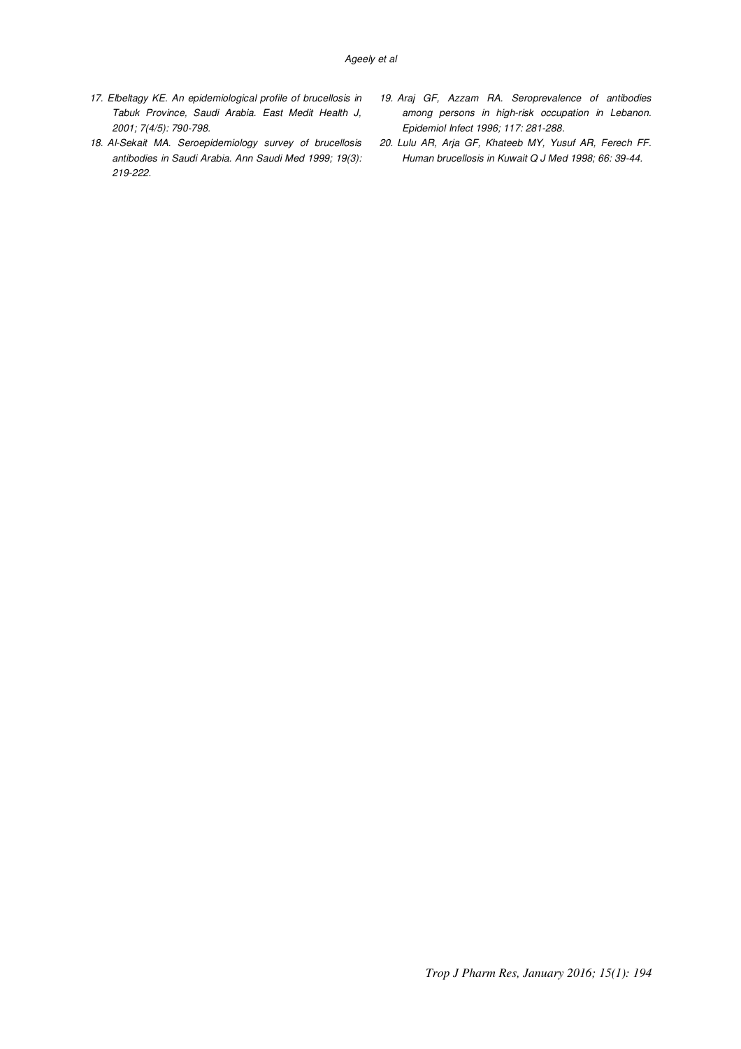17. *Elbeltagy KE. An epidemiological profile of brucellosis in Tabuk Province, Saudi Arabia. East Medit Health J, 2001; 7(4/5): 790-798.*
18. *Al-Sekait MA. Seroepidemiology survey of brucellosis antibodies in Saudi Arabia. Ann Saudi Med 1999; 19(3): 219-222.*
19. *Araj GF, Azzam RA. Seroprevalence of antibodies among persons in high-risk occupation in Lebanon. Epidemiol Infect 1996; 117: 281-288.*
20. *Lulu AR, Arja GF, Khateeb MY, Yusuf AR, Ferech FF. Human brucellosis in Kuwait Q J Med 1998; 66: 39-44.*